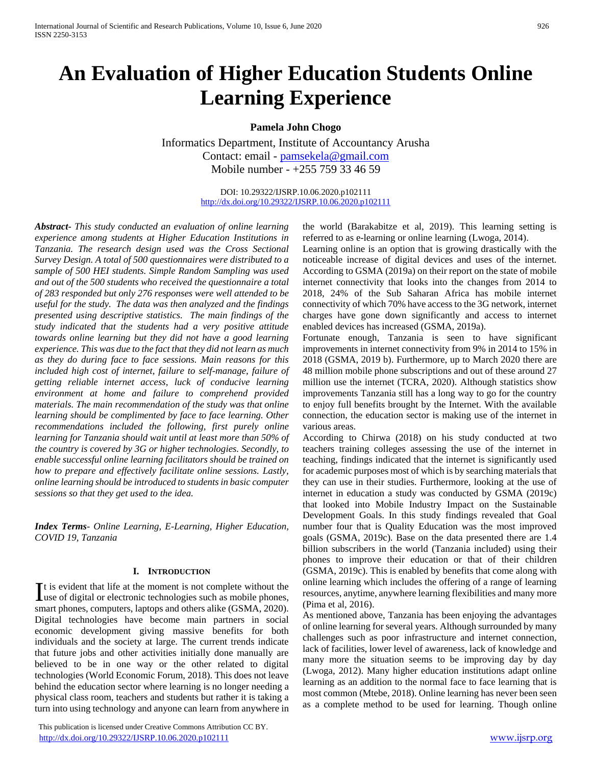# An Evaluation of Higher Education Students Online Learning Experience

**Pamela John Chogo**

Informatics Department, Institute of Accountancy Arusha
Contact: email - pamsekela@gmail.com
Mobile number - +255 759 33 46 59

DOI: 10.29322/IJSRP.10.06.2020.p102111
http://dx.doi.org/10.29322/IJSRP.10.06.2020.p102111

***Abstract*** *- This study conducted an evaluation of online learning experience among students at Higher Education Institutions in Tanzania. The research design used was the Cross Sectional Survey Design. A total of 500 questionnaires were distributed to a sample of 500 HEI students. Simple Random Sampling was used and out of the 500 students who received the questionnaire a total of 283 responded but only 276 responses were well attended to be useful for the study. The data was then analyzed and the findings presented using descriptive statistics. The main findings of the study indicated that the students had a very positive attitude towards online learning but they did not have a good learning experience. This was due to the fact that they did not learn as much as they do during face to face sessions. Main reasons for this included high cost of internet, failure to self-manage, failure of getting reliable internet access, luck of conducive learning environment at home and failure to comprehend provided materials. The main recommendation of the study was that online learning should be complimented by face to face learning. Other recommendations included the following, first purely online learning for Tanzania should wait until at least more than 50% of the country is covered by 3G or higher technologies. Secondly, to enable successful online learning facilitators should be trained on how to prepare and effectively facilitate online sessions. Lastly, online learning should be introduced to students in basic computer sessions so that they get used to the idea.*

***Index Terms*** *- Online Learning, E-Learning, Higher Education, COVID 19, Tanzania*

## I. Introduction

It is evident that life at the moment is not complete without the use of digital or electronic technologies such as mobile phones, smart phones, computers, laptops and others alike (GSMA, 2020). Digital technologies have become main partners in social economic development giving massive benefits for both individuals and the society at large. The current trends indicate that future jobs and other activities initially done manually are believed to be in one way or the other related to digital technologies (World Economic Forum, 2018). This does not leave behind the education sector where learning is no longer needing a physical class room, teachers and students but rather it is taking a turn into using technology and anyone can learn from anywhere in the world (Barakabitze et al, 2019). This learning setting is referred to as e-learning or online learning (Lwoga, 2014).

Learning online is an option that is growing drastically with the noticeable increase of digital devices and uses of the internet. According to GSMA (2019a) on their report on the state of mobile internet connectivity that looks into the changes from 2014 to 2018, 24% of the Sub Saharan Africa has mobile internet connectivity of which 70% have access to the 3G network, internet charges have gone down significantly and access to internet enabled devices has increased (GSMA, 2019a).

Fortunate enough, Tanzania is seen to have significant improvements in internet connectivity from 9% in 2014 to 15% in 2018 (GSMA, 2019 b). Furthermore, up to March 2020 there are 48 million mobile phone subscriptions and out of these around 27 million use the internet (TCRA, 2020). Although statistics show improvements Tanzania still has a long way to go for the country to enjoy full benefits brought by the Internet. With the available connection, the education sector is making use of the internet in various areas.

According to Chirwa (2018) on his study conducted at two teachers training colleges assessing the use of the internet in teaching, findings indicated that the internet is significantly used for academic purposes most of which is by searching materials that they can use in their studies. Furthermore, looking at the use of internet in education a study was conducted by GSMA (2019c) that looked into Mobile Industry Impact on the Sustainable Development Goals. In this study findings revealed that Goal number four that is Quality Education was the most improved goals (GSMA, 2019c). Base on the data presented there are 1.4 billion subscribers in the world (Tanzania included) using their phones to improve their education or that of their children (GSMA, 2019c). This is enabled by benefits that come along with online learning which includes the offering of a range of learning resources, anytime, anywhere learning flexibilities and many more (Pima et al 2016).

As mentioned above, Tanzania has been enjoying the advantages of online learning for several years. Although surrounded by many challenges such as poor infrastructure and internet connection, lack of facilities, lower level of awareness, lack of knowledge and many more the situation seems to be improving day by day (Lwoga, 2012). Many higher education institutions adapt online learning as an addition to the normal face to face learning that is most common (Mtebe, 2018). Online learning has never been seen as a complete method to be used for learning. Though online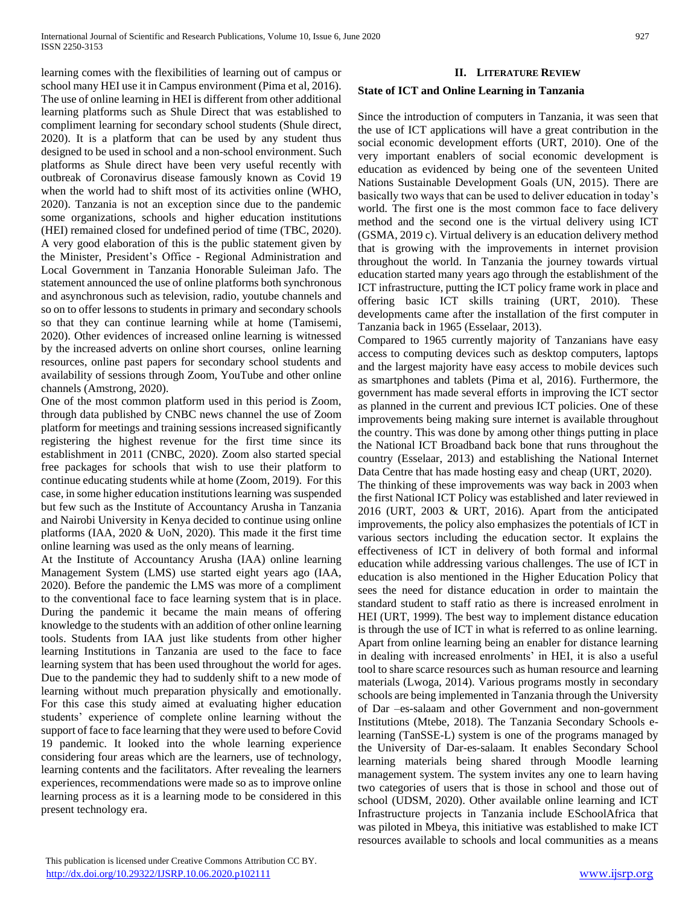learning comes with the flexibilities of learning out of campus or school many HEI use it in Campus environment (Pima et al, 2016). The use of online learning in HEI is different from other additional learning platforms such as Shule Direct that was established to compliment learning for secondary school students (Shule direct, 2020). It is a platform that can be used by any student thus designed to be used in school and a non-school environment. Such platforms as Shule direct have been very useful recently with outbreak of Coronavirus disease famously known as Covid 19 when the world had to shift most of its activities online (WHO, 2020). Tanzania is not an exception since due to the pandemic some organizations, schools and higher education institutions (HEI) remained closed for undefined period of time (TBC, 2020). A very good elaboration of this is the public statement given by the Minister, President's Office - Regional Administration and Local Government in Tanzania Honorable Suleiman Jafo. The statement announced the use of online platforms both synchronous and asynchronous such as television, radio, youtube channels and so on to offer lessons to students in primary and secondary schools so that they can continue learning while at home (Tamisemi, 2020). Other evidences of increased online learning is witnessed by the increased adverts on online short courses, online learning resources, online past papers for secondary school students and availability of sessions through Zoom, YouTube and other online channels (Amstrong, 2020).

One of the most common platform used in this period is Zoom, through data published by CNBC news channel the use of Zoom platform for meetings and training sessions increased significantly registering the highest revenue for the first time since its establishment in 2011 (CNBC, 2020). Zoom also started special free packages for schools that wish to use their platform to continue educating students while at home (Zoom, 2019). For this case, in some higher education institutions learning was suspended but few such as the Institute of Accountancy Arusha in Tanzania and Nairobi University in Kenya decided to continue using online platforms (IAA, 2020 & UoN, 2020). This made it the first time online learning was used as the only means of learning.

At the Institute of Accountancy Arusha (IAA) online learning Management System (LMS) use started eight years ago (IAA, 2020). Before the pandemic the LMS was more of a compliment to the conventional face to face learning system that is in place. During the pandemic it became the main means of offering knowledge to the students with an addition of other online learning tools. Students from IAA just like students from other higher learning Institutions in Tanzania are used to the face to face learning system that has been used throughout the world for ages. Due to the pandemic they had to suddenly shift to a new mode of learning without much preparation physically and emotionally. For this case this study aimed at evaluating higher education students' experience of complete online learning without the support of face to face learning that they were used to before Covid 19 pandemic. It looked into the whole learning experience considering four areas which are the learners, use of technology, learning contents and the facilitators. After revealing the learners experiences, recommendations were made so as to improve online learning process as it is a learning mode to be considered in this present technology era.

## II. Literature Review

### State of ICT and Online Learning in Tanzania

Since the introduction of computers in Tanzania, it was seen that the use of ICT applications will have a great contribution in the social economic development efforts (URT, 2010). One of the very important enablers of social economic development is education as evidenced by being one of the seventeen United Nations Sustainable Development Goals (UN, 2015). There are basically two ways that can be used to deliver education in today's world. The first one is the most common face to face delivery method and the second one is the virtual delivery using ICT (GSMA, 2019 c). Virtual delivery is an education delivery method that is growing with the improvements in internet provision throughout the world. In Tanzania the journey towards virtual education started many years ago through the establishment of the ICT infrastructure, putting the ICT policy frame work in place and offering basic ICT skills training (URT, 2010). These developments came after the installation of the first computer in Tanzania back in 1965 (Esselaar, 2013).

Compared to 1965 currently majority of Tanzanians have easy access to computing devices such as desktop computers, laptops and the largest majority have easy access to mobile devices such as smartphones and tablets (Pima et al, 2016). Furthermore, the government has made several efforts in improving the ICT sector as planned in the current and previous ICT policies. One of these improvements being making sure internet is available throughout the country. This was done by among other things putting in place the National ICT Broadband back bone that runs throughout the country (Esselaar, 2013) and establishing the National Internet Data Centre that has made hosting easy and cheap (URT, 2020).

The thinking of these improvements was way back in 2003 when the first National ICT Policy was established and later reviewed in 2016 (URT, 2003 & URT, 2016). Apart from the anticipated improvements, the policy also emphasizes the potentials of ICT in various sectors including the education sector. It explains the effectiveness of ICT in delivery of both formal and informal education while addressing various challenges. The use of ICT in education is also mentioned in the Higher Education Policy that sees the need for distance education in order to maintain the standard student to staff ratio as there is increased enrolment in HEI (URT, 1999). The best way to implement distance education is through the use of ICT in what is referred to as online learning. Apart from online learning being an enabler for distance learning in dealing with increased enrolments' in HEI, it is also a useful tool to share scarce resources such as human resource and learning materials (Lwoga, 2014). Various programs mostly in secondary schools are being implemented in Tanzania through the University of Dar –es-salaam and other Government and non-government Institutions (Mtebe, 2018). The Tanzania Secondary Schools e-learning (TanSSE-L) system is one of the programs managed by the University of Dar-es-salaam. It enables Secondary School learning materials being shared through Moodle learning management system. The system invites any one to learn having two categories of users that is those in school and those out of school (UDSM, 2020). Other available online learning and ICT Infrastructure projects in Tanzania include ESchoolAfrica that was piloted in Mbeya, this initiative was established to make ICT resources available to schools and local communities as a means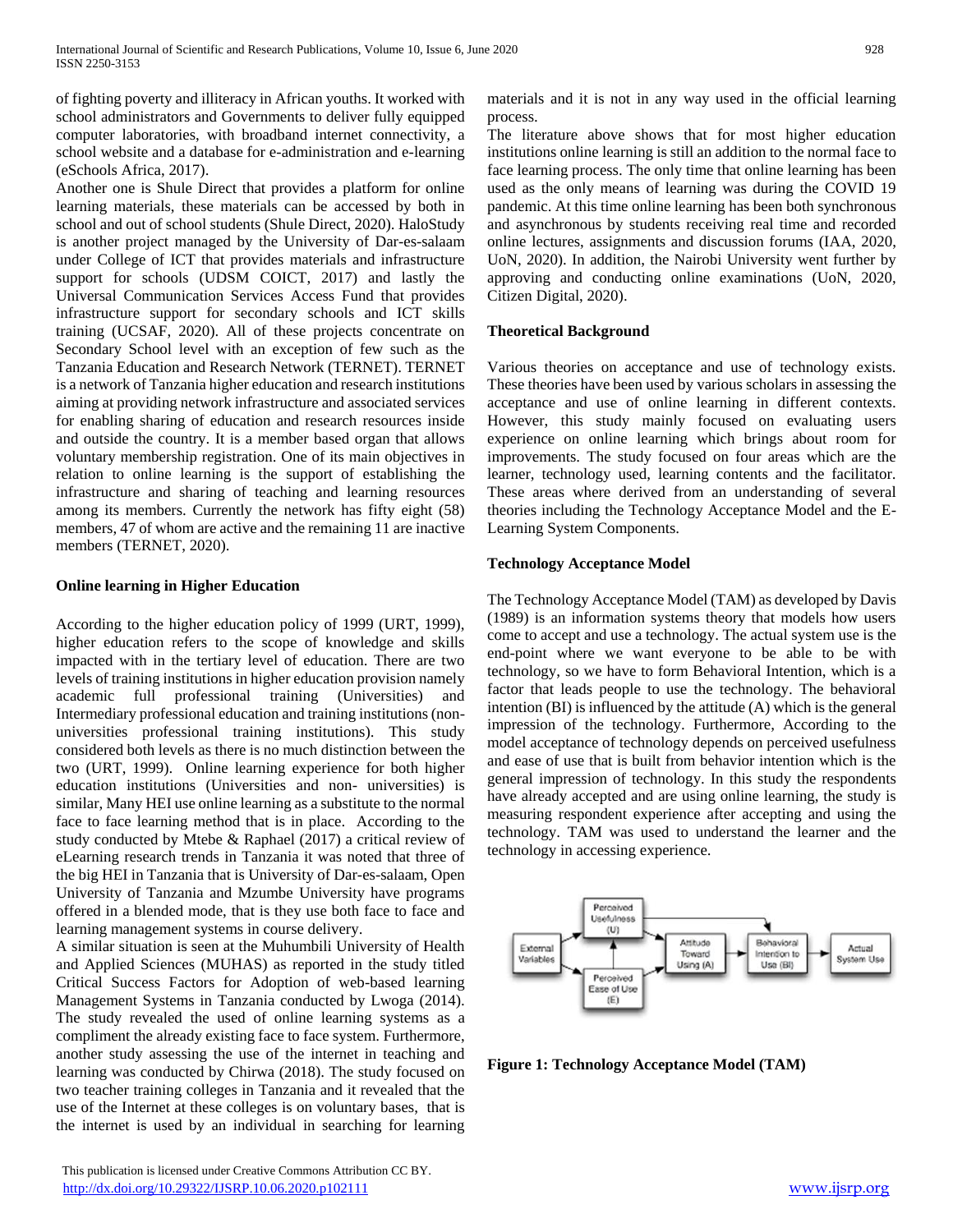of fighting poverty and illiteracy in African youths. It worked with school administrators and Governments to deliver fully equipped computer laboratories, with broadband internet connectivity, a school website and a database for e-administration and e-learning (eSchools Africa, 2017).

Another one is Shule Direct that provides a platform for online learning materials, these materials can be accessed by both in school and out of school students (Shule Direct, 2020). HaloStudy is another project managed by the University of Dar-es-salaam under College of ICT that provides materials and infrastructure support for schools (UDSM COICT, 2017) and lastly the Universal Communication Services Access Fund that provides infrastructure support for secondary schools and ICT skills training (UCSAF, 2020). All of these projects concentrate on Secondary School level with an exception of few such as the Tanzania Education and Research Network (TERNET). TERNET is a network of Tanzania higher education and research institutions aiming at providing network infrastructure and associated services for enabling sharing of education and research resources inside and outside the country. It is a member based organ that allows voluntary membership registration. One of its main objectives in relation to online learning is the support of establishing the infrastructure and sharing of teaching and learning resources among its members. Currently the network has fifty eight (58) members, 47 of whom are active and the remaining 11 are inactive members (TERNET, 2020).

**Online learning in Higher Education**

According to the higher education policy of 1999 (URT, 1999), higher education refers to the scope of knowledge and skills impacted with in the tertiary level of education. There are two levels of training institutions in higher education provision namely academic full professional training (Universities) and Intermediary professional education and training institutions (non-universities professional training institutions). This study considered both levels as there is no much distinction between the two (URT, 1999). Online learning experience for both higher education institutions (Universities and non- universities) is similar, Many HEI use online learning as a substitute to the normal face to face learning method that is in place. According to the study conducted by Mtebe & Raphael (2017) a critical review of eLearning research trends in Tanzania it was noted that three of the big HEI in Tanzania that is University of Dar-es-salaam, Open University of Tanzania and Mzumbe University have programs offered in a blended mode, that is they use both face to face and learning management systems in course delivery.

A similar situation is seen at the Muhumbili University of Health and Applied Sciences (MUHAS) as reported in the study titled Critical Success Factors for Adoption of web-based learning Management Systems in Tanzania conducted by Lwoga (2014). The study revealed the used of online learning systems as a compliment the already existing face to face system. Furthermore, another study assessing the use of the internet in teaching and learning was conducted by Chirwa (2018). The study focused on two teacher training colleges in Tanzania and it revealed that the use of the Internet at these colleges is on voluntary bases, that is the internet is used by an individual in searching for learning materials and it is not in any way used in the official learning process.

The literature above shows that for most higher education institutions online learning is still an addition to the normal face to face learning process. The only time that online learning has been used as the only means of learning was during the COVID 19 pandemic. At this time online learning has been both synchronous and asynchronous by students receiving real time and recorded online lectures, assignments and discussion forums (IAA, 2020, UoN, 2020). In addition, the Nairobi University went further by approving and conducting online examinations (UoN, 2020, Citizen Digital, 2020).

**Theoretical Background**

Various theories on acceptance and use of technology exists. These theories have been used by various scholars in assessing the acceptance and use of online learning in different contexts. However, this study mainly focused on evaluating users experience on online learning which brings about room for improvements. The study focused on four areas which are the learner, technology used, learning contents and the facilitator. These areas where derived from an understanding of several theories including the Technology Acceptance Model and the E-Learning System Components.

**Technology Acceptance Model**

The Technology Acceptance Model (TAM) as developed by Davis (1989) is an information systems theory that models how users come to accept and use a technology. The actual system use is the end-point where we want everyone to be able to be with technology, so we have to form Behavioral Intention, which is a factor that leads people to use the technology. The behavioral intention (BI) is influenced by the attitude (A) which is the general impression of the technology. Furthermore, According to the model acceptance of technology depends on perceived usefulness and ease of use that is built from behavior intention which is the general impression of technology. In this study the respondents have already accepted and are using online learning, the study is measuring respondent experience after accepting and using the technology. TAM was used to understand the learner and the technology in accessing experience.

**Figure 1: Technology Acceptance Model (TAM)**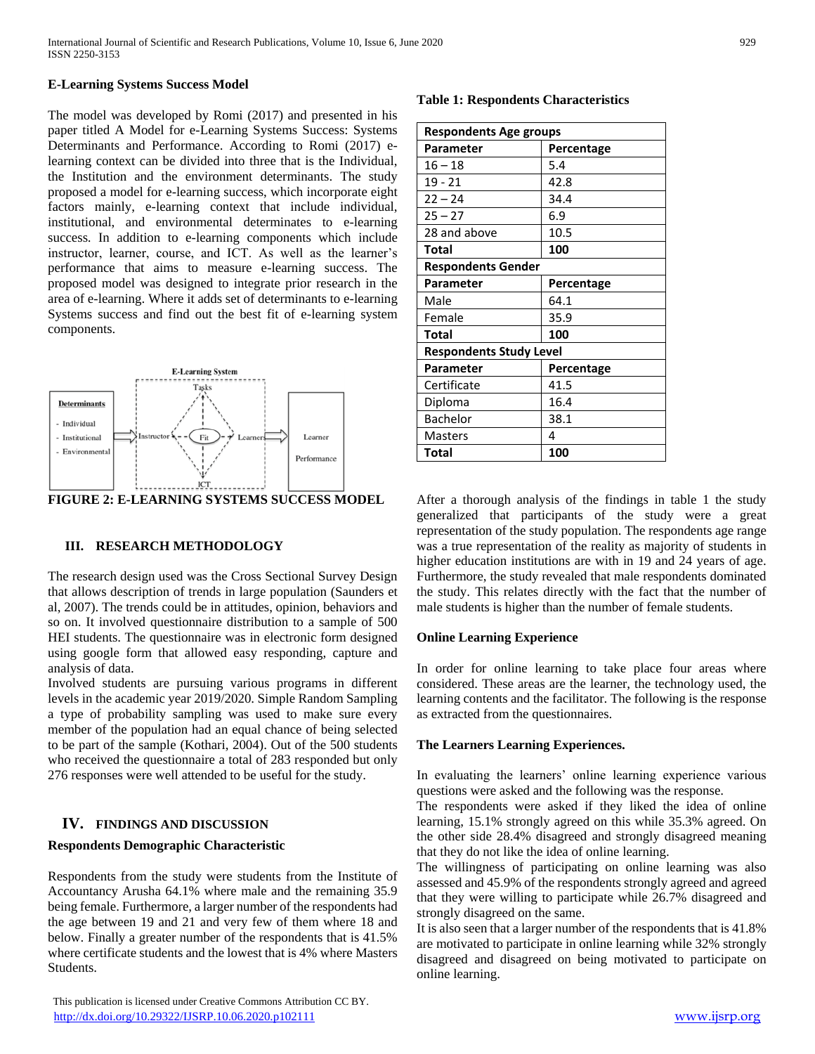**E-Learning Systems Success Model**

The model was developed by Romi (2017) and presented in his paper titled A Model for e-Learning Systems Success: Systems Determinants and Performance. According to Romi (2017) e-learning context can be divided into three that is the Individual, the Institution and the environment determinants. The study proposed a model for e-learning success, which incorporate eight factors mainly, e-learning context that include individual, institutional, and environmental determinates to e-learning success. In addition to e-learning components which include instructor, learner, course, and ICT. As well as the learner's performance that aims to measure e-learning success. The proposed model was designed to integrate prior research in the area of e-learning. Where it adds set of determinants to e-learning Systems success and find out the best fit of e-learning system components.

FIGURE 2: E-LEARNING SYSTEMS SUCCESS MODEL

## III. RESEARCH METHODOLOGY

The research design used was the Cross Sectional Survey Design that allows description of trends in large population (Saunders et al, 2007). The trends could be in attitudes, opinion, behaviors and so on. It involved questionnaire distribution to a sample of 500 HEI students. The questionnaire was in electronic form designed using google form that allowed easy responding, capture and analysis of data.

Involved students are pursuing various programs in different levels in the academic year 2019/2020. Simple Random Sampling a type of probability sampling was used to make sure every member of the population had an equal chance of being selected to be part of the sample (Kothari, 2004). Out of the 500 students who received the questionnaire a total of 283 responded but only 276 responses were well attended to be useful for the study.

## IV. FINDINGS AND DISCUSSION

**Respondents Demographic Characteristic**

Respondents from the study were students from the Institute of Accountancy Arusha 64.1% where male and the remaining 35.9 being female. Furthermore, a larger number of the respondents had the age between 19 and 21 and very few of them where 18 and below. Finally a greater number of the respondents that is 41.5% where certificate students and the lowest that is 4% where Masters Students.

**Table 1: Respondents Characteristics**

| **Respondents Age groups** | |
|---|---|
| **Parameter** | **Percentage** |
| 16 – 18 | 5.4 |
| 19 - 21 | 42.8 |
| 22 – 24 | 34.4 |
| 25 – 27 | 6.9 |
| 28 and above | 10.5 |
| **Total** | **100** |
| **Respondents Gender** | |
| **Parameter** | **Percentage** |
| Male | 64.1 |
| Female | 35.9 |
| **Total** | **100** |
| **Respondents Study Level** | |
| **Parameter** | **Percentage** |
| Certificate | 41.5 |
| Diploma | 16.4 |
| Bachelor | 38.1 |
| Masters | 4 |
| **Total** | **100** |

After a thorough analysis of the findings in table 1 the study generalized that participants of the study were a great representation of the study population. The respondents age range was a true representation of the reality as majority of students in higher education institutions are with in 19 and 24 years of age. Furthermore, the study revealed that male respondents dominated the study. This relates directly with the fact that the number of male students is higher than the number of female students.

**Online Learning Experience**

In order for online learning to take place four areas where considered. These areas are the learner, the technology used, the learning contents and the facilitator. The following is the response as extracted from the questionnaires.

**The Learners Learning Experiences.**

In evaluating the learners' online learning experience various questions were asked and the following was the response.

The respondents were asked if they liked the idea of online learning, 15.1% strongly agreed on this while 35.3% agreed. On the other side 28.4% disagreed and strongly disagreed meaning that they do not like the idea of online learning.

The willingness of participating on online learning was also assessed and 45.9% of the respondents strongly agreed and agreed that they were willing to participate while 26.7% disagreed and strongly disagreed on the same.

It is also seen that a larger number of the respondents that is 41.8% are motivated to participate in online learning while 32% strongly disagreed and disagreed on being motivated to participate on online learning.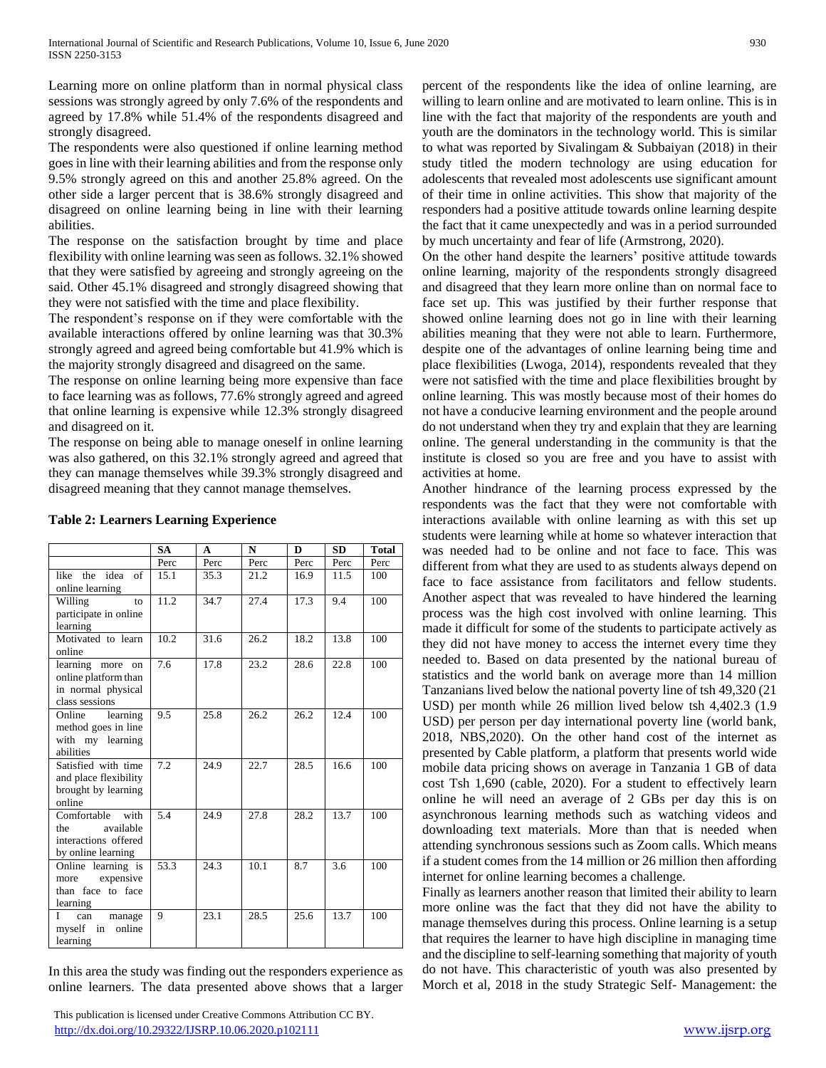Learning more on online platform than in normal physical class sessions was strongly agreed by only 7.6% of the respondents and agreed by 17.8% while 51.4% of the respondents disagreed and strongly disagreed.

The respondents were also questioned if online learning method goes in line with their learning abilities and from the response only 9.5% strongly agreed on this and another 25.8% agreed. On the other side a larger percent that is 38.6% strongly disagreed and disagreed on online learning being in line with their learning abilities.

The response on the satisfaction brought by time and place flexibility with online learning was seen as follows. 32.1% showed that they were satisfied by agreeing and strongly agreeing on the said. Other 45.1% disagreed and strongly disagreed showing that they were not satisfied with the time and place flexibility.

The respondent's response on if they were comfortable with the available interactions offered by online learning was that 30.3% strongly agreed and agreed being comfortable but 41.9% which is the majority strongly disagreed and disagreed on the same.

The response on online learning being more expensive than face to face learning was as follows, 77.6% strongly agreed and agreed that online learning is expensive while 12.3% strongly disagreed and disagreed on it.

The response on being able to manage oneself in online learning was also gathered, on this 32.1% strongly agreed and agreed that they can manage themselves while 39.3% strongly disagreed and disagreed meaning that they cannot manage themselves.

**Table 2: Learners Learning Experience**

| | SA | A | N | D | SD | Total |
|---|---|---|---|---|---|---|
| | Perc | Perc | Perc | Perc | Perc | Perc |
| like the idea of online learning | 15.1 | 35.3 | 21.2 | 16.9 | 11.5 | 100 |
| Willing to participate in online learning | 11.2 | 34.7 | 27.4 | 17.3 | 9.4 | 100 |
| Motivated to learn online | 10.2 | 31.6 | 26.2 | 18.2 | 13.8 | 100 |
| learning more on online platform than in normal physical class sessions | 7.6 | 17.8 | 23.2 | 28.6 | 22.8 | 100 |
| Online learning method goes in line with my learning abilities | 9.5 | 25.8 | 26.2 | 26.2 | 12.4 | 100 |
| Satisfied with time and place flexibility brought by learning online | 7.2 | 24.9 | 22.7 | 28.5 | 16.6 | 100 |
| Comfortable with the available interactions offered by online learning | 5.4 | 24.9 | 27.8 | 28.2 | 13.7 | 100 |
| Online learning is more expensive than face to face learning | 53.3 | 24.3 | 10.1 | 8.7 | 3.6 | 100 |
| I can manage myself in online learning | 9 | 23.1 | 28.5 | 25.6 | 13.7 | 100 |

In this area the study was finding out the responders experience as online learners. The data presented above shows that a larger percent of the respondents like the idea of online learning, are willing to learn online and are motivated to learn online. This is in line with the fact that majority of the respondents are youth and youth are the dominators in the technology world. This is similar to what was reported by Sivalingam & Subbaiyan (2018) in their study titled the modern technology are using education for adolescents that revealed most adolescents use significant amount of their time in online activities. This show that majority of the responders had a positive attitude towards online learning despite the fact that it came unexpectedly and was in a period surrounded by much uncertainty and fear of life (Armstrong, 2020).

On the other hand despite the learners' positive attitude towards online learning, majority of the respondents strongly disagreed and disagreed that they learn more online than on normal face to face set up. This was justified by their further response that showed online learning does not go in line with their learning abilities meaning that they were not able to learn. Furthermore, despite one of the advantages of online learning being time and place flexibilities (Lwoga, 2014), respondents revealed that they were not satisfied with the time and place flexibilities brought by online learning. This was mostly because most of their homes do not have a conducive learning environment and the people around do not understand when they try and explain that they are learning online. The general understanding in the community is that the institute is closed so you are free and you have to assist with activities at home.

Another hindrance of the learning process expressed by the respondents was the fact that they were not comfortable with interactions available with online learning as with this set up students were learning while at home so whatever interaction that was needed had to be online and not face to face. This was different from what they are used to as students always depend on face to face assistance from facilitators and fellow students. Another aspect that was revealed to have hindered the learning process was the high cost involved with online learning. This made it difficult for some of the students to participate actively as they did not have money to access the internet every time they needed to. Based on data presented by the national bureau of statistics and the world bank on average more than 14 million Tanzanians lived below the national poverty line of tsh 49,320 (21 USD) per month while 26 million lived below tsh 4,402.3 (1.9 USD) per person per day international poverty line (world bank, 2018, NBS,2020). On the other hand cost of the internet as presented by Cable platform, a platform that presents world wide mobile data pricing shows on average in Tanzania 1 GB of data cost Tsh 1,690 (cable, 2020). For a student to effectively learn online he will need an average of 2 GBs per day this is on asynchronous learning methods such as watching videos and downloading text materials. More than that is needed when attending synchronous sessions such as Zoom calls. Which means if a student comes from the 14 million or 26 million then affording internet for online learning becomes a challenge.

Finally as learners another reason that limited their ability to learn more online was the fact that they did not have the ability to manage themselves during this process. Online learning is a setup that requires the learner to have high discipline in managing time and the discipline to self-learning something that majority of youth do not have. This characteristic of youth was also presented by Morch et al, 2018 in the study Strategic Self- Management: the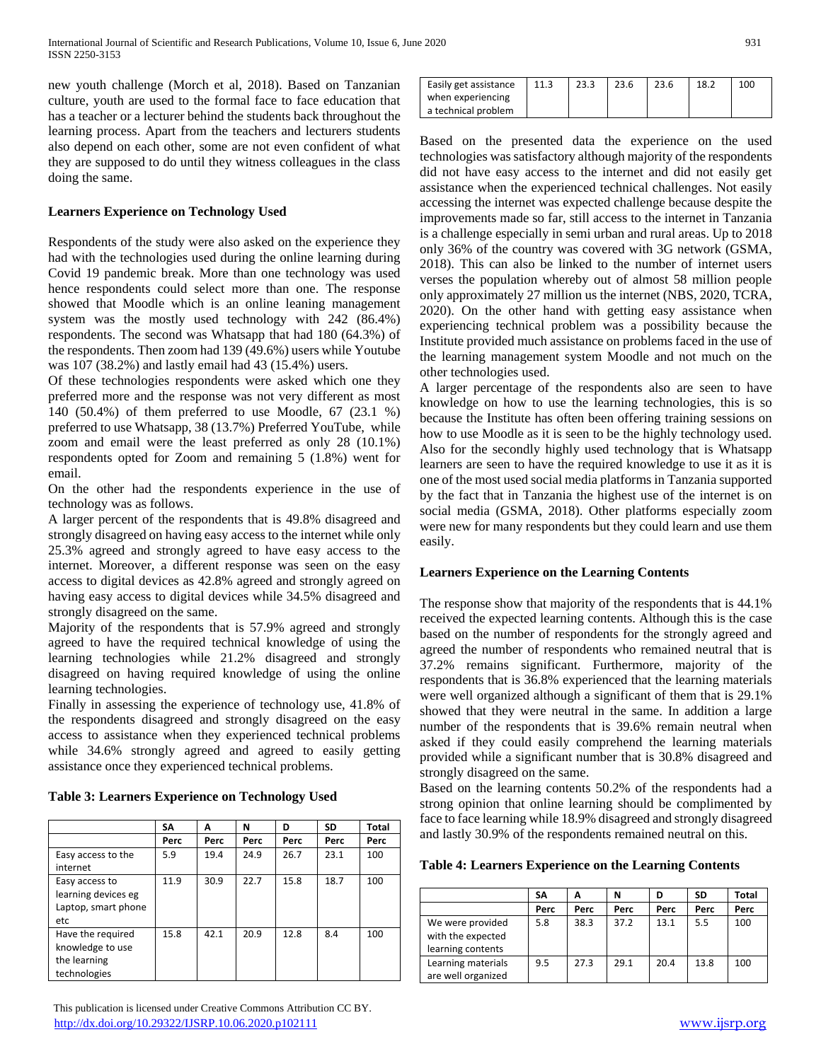new youth challenge (Morch et al, 2018). Based on Tanzanian culture, youth are used to the formal face to face education that has a teacher or a lecturer behind the students back throughout the learning process. Apart from the teachers and lecturers students also depend on each other, some are not even confident of what they are supposed to do until they witness colleagues in the class doing the same.

**Learners Experience on Technology Used**

Respondents of the study were also asked on the experience they had with the technologies used during the online learning during Covid 19 pandemic break. More than one technology was used hence respondents could select more than one. The response showed that Moodle which is an online leaning management system was the mostly used technology with 242 (86.4%) respondents. The second was Whatsapp that had 180 (64.3%) of the respondents. Then zoom had 139 (49.6%) users while Youtube was 107 (38.2%) and lastly email had 43 (15.4%) users.

Of these technologies respondents were asked which one they preferred more and the response was not very different as most 140 (50.4%) of them preferred to use Moodle, 67 (23.1 %) preferred to use Whatsapp, 38 (13.7%) Preferred YouTube, while zoom and email were the least preferred as only 28 (10.1%) respondents opted for Zoom and remaining 5 (1.8%) went for email.

On the other had the respondents experience in the use of technology was as follows.

A larger percent of the respondents that is 49.8% disagreed and strongly disagreed on having easy access to the internet while only 25.3% agreed and strongly agreed to have easy access to the internet. Moreover, a different response was seen on the easy access to digital devices as 42.8% agreed and strongly agreed on having easy access to digital devices while 34.5% disagreed and strongly disagreed on the same.

Majority of the respondents that is 57.9% agreed and strongly agreed to have the required technical knowledge of using the learning technologies while 21.2% disagreed and strongly disagreed on having required knowledge of using the online learning technologies.

Finally in assessing the experience of technology use, 41.8% of the respondents disagreed and strongly disagreed on the easy access to assistance when they experienced technical problems while 34.6% strongly agreed and agreed to easily getting assistance once they experienced technical problems.

**Table 3: Learners Experience on Technology Used**

| | SA | A | N | D | SD | Total |
|---|---|---|---|---|---|---|
| | Perc | Perc | Perc | Perc | Perc | Perc |
| Easy access to the internet | 5.9 | 19.4 | 24.9 | 26.7 | 23.1 | 100 |
| Easy access to learning devices eg Laptop, smart phone etc | 11.9 | 30.9 | 22.7 | 15.8 | 18.7 | 100 |
| Have the required knowledge to use the learning technologies | 15.8 | 42.1 | 20.9 | 12.8 | 8.4 | 100 |
| Easily get assistance when experiencing a technical problem | 11.3 | 23.3 | 23.6 | 23.6 | 18.2 | 100 |

Based on the presented data the experience on the used technologies was satisfactory although majority of the respondents did not have easy access to the internet and did not easily get assistance when the experienced technical challenges. Not easily accessing the internet was expected challenge because despite the improvements made so far, still access to the internet in Tanzania is a challenge especially in semi urban and rural areas. Up to 2018 only 36% of the country was covered with 3G network (GSMA, 2018). This can also be linked to the number of internet users verses the population whereby out of almost 58 million people only approximately 27 million us the internet (NBS, 2020, TCRA, 2020). On the other hand with getting easy assistance when experiencing technical problem was a possibility because the Institute provided much assistance on problems faced in the use of the learning management system Moodle and not much on the other technologies used.

A larger percentage of the respondents also are seen to have knowledge on how to use the learning technologies, this is so because the Institute has often been offering training sessions on how to use Moodle as it is seen to be the highly technology used. Also for the secondly highly used technology that is Whatsapp learners are seen to have the required knowledge to use it as it is one of the most used social media platforms in Tanzania supported by the fact that in Tanzania the highest use of the internet is on social media (GSMA, 2018). Other platforms especially zoom were new for many respondents but they could learn and use them easily.

**Learners Experience on the Learning Contents**

The response show that majority of the respondents that is 44.1% received the expected learning contents. Although this is the case based on the number of respondents for the strongly agreed and agreed the number of respondents who remained neutral that is 37.2% remains significant. Furthermore, majority of the respondents that is 36.8% experienced that the learning materials were well organized although a significant of them that is 29.1% showed that they were neutral in the same. In addition a large number of the respondents that is 39.6% remain neutral when asked if they could easily comprehend the learning materials provided while a significant number that is 30.8% disagreed and strongly disagreed on the same.

Based on the learning contents 50.2% of the respondents had a strong opinion that online learning should be complimented by face to face learning while 18.9% disagreed and strongly disagreed and lastly 30.9% of the respondents remained neutral on this.

**Table 4: Learners Experience on the Learning Contents**

| | SA | A | N | D | SD | Total |
|---|---|---|---|---|---|---|
| | Perc | Perc | Perc | Perc | Perc | Perc |
| We were provided with the expected learning contents | 5.8 | 38.3 | 37.2 | 13.1 | 5.5 | 100 |
| Learning materials are well organized | 9.5 | 27.3 | 29.1 | 20.4 | 13.8 | 100 |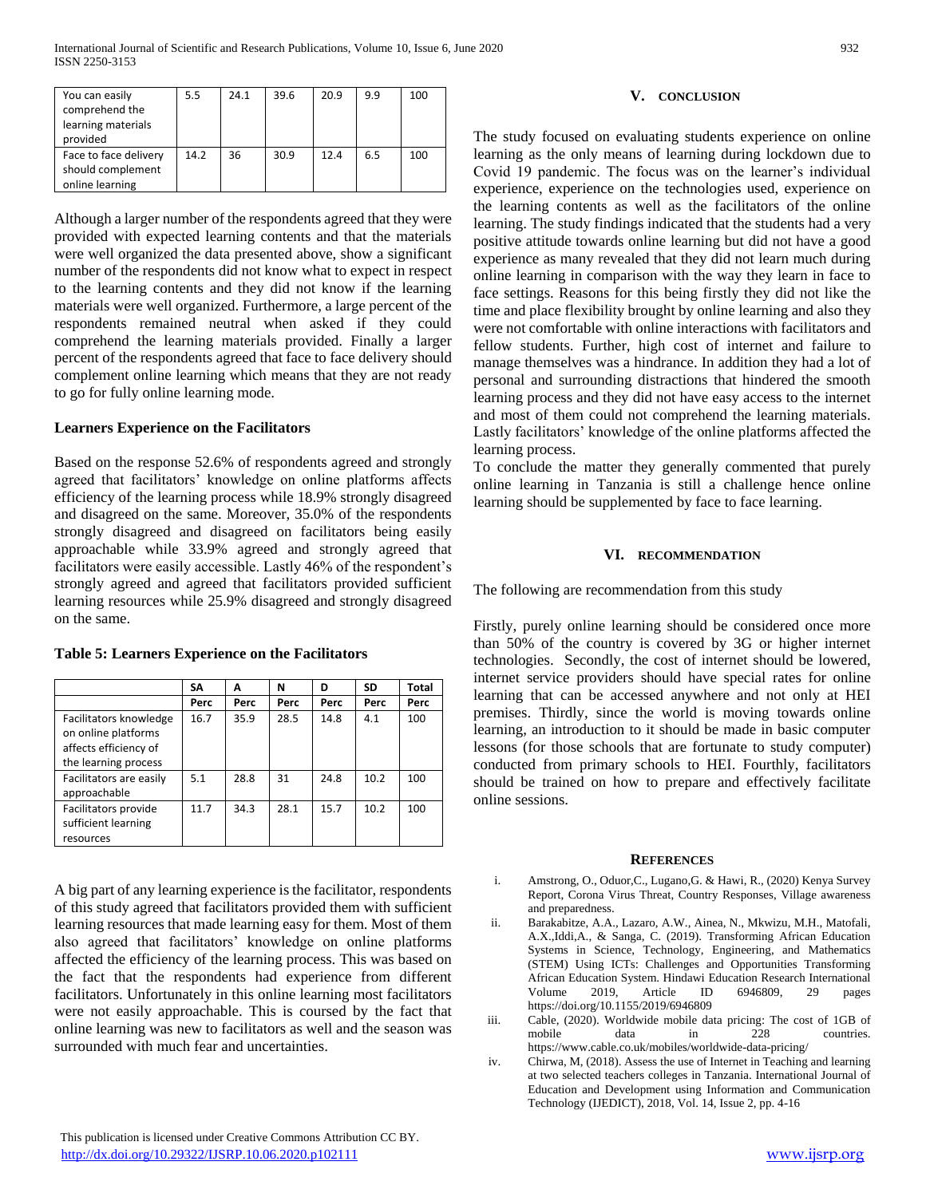| You can easily comprehend the learning materials provided | 5.5 | 24.1 | 39.6 | 20.9 | 9.9 | 100 |
|---|---|---|---|---|---|---|
| Face to face delivery should complement online learning | 14.2 | 36 | 30.9 | 12.4 | 6.5 | 100 |

Although a larger number of the respondents agreed that they were provided with expected learning contents and that the materials were well organized the data presented above, show a significant number of the respondents did not know what to expect in respect to the learning contents and they did not know if the learning materials were well organized. Furthermore, a large percent of the respondents remained neutral when asked if they could comprehend the learning materials provided. Finally a larger percent of the respondents agreed that face to face delivery should complement online learning which means that they are not ready to go for fully online learning mode.

**Learners Experience on the Facilitators**

Based on the response 52.6% of respondents agreed and strongly agreed that facilitators' knowledge on online platforms affects efficiency of the learning process while 18.9% strongly disagreed and disagreed on the same. Moreover, 35.0% of the respondents strongly disagreed and disagreed on facilitators being easily approachable while 33.9% agreed and strongly agreed that facilitators were easily accessible. Lastly 46% of the respondent's strongly agreed and agreed that facilitators provided sufficient learning resources while 25.9% disagreed and strongly disagreed on the same.

**Table 5: Learners Experience on the Facilitators**

| | SA | A | N | D | SD | Total |
|---|---|---|---|---|---|---|
| | Perc | Perc | Perc | Perc | Perc | Perc |
| Facilitators knowledge on online platforms affects efficiency of the learning process | 16.7 | 35.9 | 28.5 | 14.8 | 4.1 | 100 |
| Facilitators are easily approachable | 5.1 | 28.8 | 31 | 24.8 | 10.2 | 100 |
| Facilitators provide sufficient learning resources | 11.7 | 34.3 | 28.1 | 15.7 | 10.2 | 100 |

A big part of any learning experience is the facilitator, respondents of this study agreed that facilitators provided them with sufficient learning resources that made learning easy for them. Most of them also agreed that facilitators' knowledge on online platforms affected the efficiency of the learning process. This was based on the fact that the respondents had experience from different facilitators. Unfortunately in this online learning most facilitators were not easily approachable. This is coursed by the fact that online learning was new to facilitators as well and the season was surrounded with much fear and uncertainties.

## V. CONCLUSION

The study focused on evaluating students experience on online learning as the only means of learning during lockdown due to Covid 19 pandemic. The focus was on the learner's individual experience, experience on the technologies used, experience on the learning contents as well as the facilitators of the online learning. The study findings indicated that the students had a very positive attitude towards online learning but did not have a good experience as many revealed that they did not learn much during online learning in comparison with the way they learn in face to face settings. Reasons for this being firstly they did not like the time and place flexibility brought by online learning and also they were not comfortable with online interactions with facilitators and fellow students. Further, high cost of internet and failure to manage themselves was a hindrance. In addition they had a lot of personal and surrounding distractions that hindered the smooth learning process and they did not have easy access to the internet and most of them could not comprehend the learning materials. Lastly facilitators' knowledge of the online platforms affected the learning process.

To conclude the matter they generally commented that purely online learning in Tanzania is still a challenge hence online learning should be supplemented by face to face learning.

## VI. RECOMMENDATION

The following are recommendation from this study

Firstly, purely online learning should be considered once more than 50% of the country is covered by 3G or higher internet technologies. Secondly, the cost of internet should be lowered, internet service providers should have special rates for online learning that can be accessed anywhere and not only at HEI premises. Thirdly, since the world is moving towards online learning, an introduction to it should be made in basic computer lessons (for those schools that are fortunate to study computer) conducted from primary schools to HEI. Fourthly, facilitators should be trained on how to prepare and effectively facilitate online sessions.

## REFERENCES

i. Amstrong, O., Oduor,C., Lugano,G. & Hawi, R., (2020) Kenya Survey Report, Corona Virus Threat, Country Responses, Village awareness and preparedness.

ii. Barakabitze, A.A., Lazaro, A.W., Ainea, N., Mkwizu, M.H., Matofali, A.X.,Iddi,A., & Sanga, C. (2019). Transforming African Education Systems in Science, Technology, Engineering, and Mathematics (STEM) Using ICTs: Challenges and Opportunities Transforming African Education System. Hindawi Education Research International Volume 2019, Article ID 6946809, 29 pages https://doi.org/10.1155/2019/6946809

iii. Cable, (2020). Worldwide mobile data pricing: The cost of 1GB of mobile data in 228 countries. https://www.cable.co.uk/mobiles/worldwide-data-pricing/

iv. Chirwa, M, (2018). Assess the use of Internet in Teaching and learning at two selected teachers colleges in Tanzania. International Journal of Education and Development using Information and Communication Technology (IJEDICT), 2018, Vol. 14, Issue 2, pp. 4-16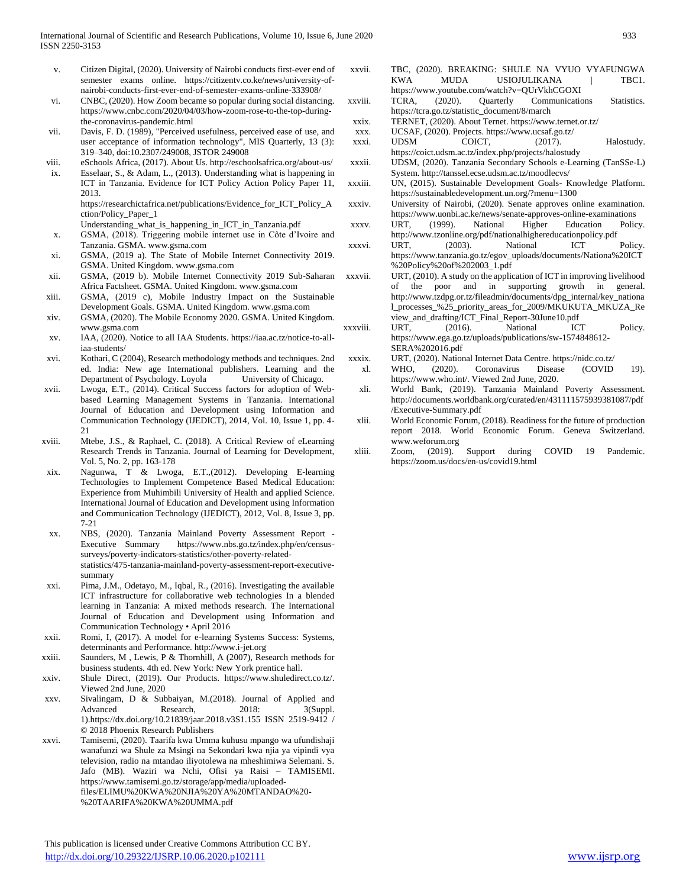v. Citizen Digital, (2020). University of Nairobi conducts first-ever end of semester exams online. https://citizentv.co.ke/news/university-of-nairobi-conducts-first-ever-end-of-semester-exams-online-333908/

vi. CNBC, (2020). How Zoom became so popular during social distancing. https://www.cnbc.com/2020/04/03/how-zoom-rose-to-the-top-during-the-coronavirus-pandemic.html

vii. Davis, F. D. (1989), "Perceived usefulness, perceived ease of use, and user acceptance of information technology", MIS Quarterly, 13 (3): 319–340, doi:10.2307/249008, JSTOR 249008

viii. eSchools Africa, (2017). About Us. http://eschoolsafrica.org/about-us/

ix. Esselaar, S., & Adam, L., (2013). Understanding what is happening in ICT in Tanzania. Evidence for ICT Policy Action Policy Paper 11, 2013. https://researchictafrica.net/publications/Evidence_for_ICT_Policy_Action/Policy_Paper_1 Understanding_what_is_happening_in_ICT_in_Tanzania.pdf

x. GSMA, (2018). Triggering mobile internet use in Côte d'Ivoire and Tanzania. GSMA. www.gsma.com

xi. GSMA, (2019 a). The State of Mobile Internet Connectivity 2019. GSMA. United Kingdom. www.gsma.com

xii. GSMA, (2019 b). Mobile Internet Connectivity 2019 Sub-Saharan Africa Factsheet. GSMA. United Kingdom. www.gsma.com

xiii. GSMA, (2019 c), Mobile Industry Impact on the Sustainable Development Goals. GSMA. United Kingdom. www.gsma.com

xiv. GSMA, (2020). The Mobile Economy 2020. GSMA. United Kingdom. www.gsma.com

xv. IAA, (2020). Notice to all IAA Students. https://iaa.ac.tz/notice-to-all-iaa-students/

xvi. Kothari, C (2004), Research methodology methods and techniques. 2nd ed. India: New age International publishers. Learning and the Department of Psychology. Loyola University of Chicago.

xvii. Lwoga, E.T., (2014). Critical Success factors for adoption of Web-based Learning Management Systems in Tanzania. International Journal of Education and Development using Information and Communication Technology (IJEDICT), 2014, Vol. 10, Issue 1, pp. 4-21

xviii. Mtebe, J.S., & Raphael, C. (2018). A Critical Review of eLearning Research Trends in Tanzania. Journal of Learning for Development, Vol. 5, No. 2, pp. 163-178

xix. Nagunwa, T & Lwoga, E.T.,(2012). Developing E-learning Technologies to Implement Competence Based Medical Education: Experience from Muhimbili University of Health and applied Science. International Journal of Education and Development using Information and Communication Technology (IJEDICT), 2012, Vol. 8, Issue 3, pp. 7-21

xx. NBS, (2020). Tanzania Mainland Poverty Assessment Report - Executive Summary https://www.nbs.go.tz/index.php/en/census-surveys/poverty-indicators-statistics/other-poverty-related-statistics/475-tanzania-mainland-poverty-assessment-report-executive-summary

xxi. Pima, J.M., Odetayo, M., Iqbal, R., (2016). Investigating the available ICT infrastructure for collaborative web technologies In a blended learning in Tanzania: A mixed methods research. The International Journal of Education and Development using Information and Communication Technology • April 2016

xxii. Romi, I, (2017). A model for e-learning Systems Success: Systems, determinants and Performance. http://www.i-jet.org

xxiii. Saunders, M , Lewis, P & Thornhill, A (2007), Research methods for business students. 4th ed. New York: New York prentice hall.

xxiv. Shule Direct, (2019). Our Products. https://www.shuledirect.co.tz/. Viewed 2nd June, 2020

xxv. Sivalingam, D & Subbaiyan, M.(2018). Journal of Applied and Advanced Research, 2018: 3(Suppl. 1).https://dx.doi.org/10.21839/jaar.2018.v3S1.155 ISSN 2519-9412 / © 2018 Phoenix Research Publishers

xxvi. Tamisemi, (2020). Taarifa kwa Umma kuhusu mpango wa ufundishaji wanafunzi wa Shule za Msingi na Sekondari kwa njia ya vipindi vya television, radio na mtandao iliyotolewa na mheshimiwa Selemani. S. Jafo (MB). Waziri wa Nchi, Ofisi ya Raisi – TAMISEMI. https://www.tamisemi.go.tz/storage/app/media/uploaded-files/ELIMU%20KWA%20NJIA%20YA%20MTANDAO%20-%20TAARIFA%20KWA%20UMMA.pdf

xxvii. TBC, (2020). BREAKING: SHULE NA VYUO VYAFUNGWA KWA MUDA USIOJULIKANA | TBC1. https://www.youtube.com/watch?v=QUrVkhCGOXI

xxviii. TCRA, (2020). Quarterly Communications Statistics. https://tcra.go.tz/statistic_document/8/march

xxix. TERNET, (2020). About Ternet. https://www.ternet.or.tz/

xxx. UCSAF, (2020). Projects. https://www.ucsaf.go.tz/

xxxi. UDSM COICT, (2017). Halostudy. https://coict.udsm.ac.tz/index.php/projects/halostudy

xxxii. UDSM, (2020). Tanzania Secondary Schools e-Learning (TanSSe-L) System. http://tanssel.ecse.udsm.ac.tz/moodlecvs/

xxxiii. UN, (2015). Sustainable Development Goals- Knowledge Platform. https://sustainabledevelopment.un.org/?menu=1300

xxxiv. University of Nairobi, (2020). Senate approves online examination. https://www.uonbi.ac.ke/news/senate-approves-online-examinations

xxxv. URT, (1999). National Higher Education Policy. http://www.tzonline.org/pdf/nationalhighereducationpolicy.pdf

xxxvi. URT, (2003). National ICT Policy. https://www.tanzania.go.tz/egov_uploads/documents/Nationa%20ICT%20Policy%20of%202003_1.pdf

xxxvii. URT, (2010). A study on the application of ICT in improving livelihood of the poor and in supporting growth in general. http://www.tzdpg.or.tz/fileadmin/documents/dpg_internal/key_national_processes_%25_priority_areas_for_2009/MKUKUTA_MKUZA_Review_and_drafting/ICT_Final_Report-30June10.pdf

xxxviii. URT, (2016). National ICT Policy. https://www.ega.go.tz/uploads/publications/sw-1574848612-SERA%202016.pdf

xxxix. URT, (2020). National Internet Data Centre. https://nidc.co.tz/

xl. WHO, (2020). Coronavirus Disease (COVID 19). https://www.who.int/. Viewed 2nd June, 2020.

xli. World Bank, (2019). Tanzania Mainland Poverty Assessment. http://documents.worldbank.org/curated/en/431111575939381087/pdf/Executive-Summary.pdf

xlii. World Economic Forum, (2018). Readiness for the future of production report 2018. World Economic Forum. Geneva Switzerland. www.weforum.org

xliii. Zoom, (2019). Support during COVID 19 Pandemic. https://zoom.us/docs/en-us/covid19.html